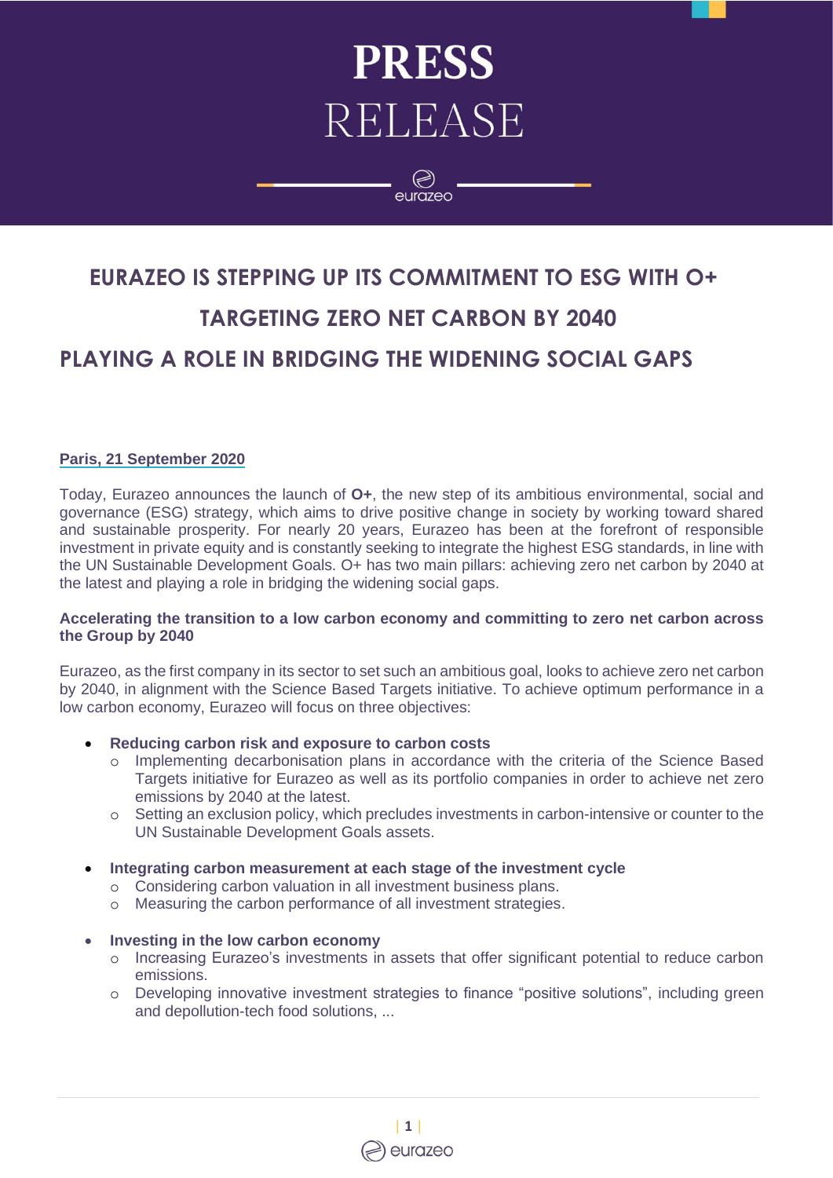# PRESS RELEASE

## EURAZEO IS STEPPING UP ITS COMMITMENT TO ESG WITH O+

## TARGETING ZERO NET CARBON BY 2040

## PLAYING A ROLE IN BRIDGING THE WIDENING SOCIAL GAPS

**Paris, 21 September 2020**

Today, Eurazeo announces the launch of **O+**, the new step of its ambitious environmental, social and governance (ESG) strategy, which aims to drive positive change in society by working toward shared and sustainable prosperity. For nearly 20 years, Eurazeo has been at the forefront of responsible investment in private equity and is constantly seeking to integrate the highest ESG standards, in line with the UN Sustainable Development Goals. O+ has two main pillars: achieving zero net carbon by 2040 at the latest and playing a role in bridging the widening social gaps.

**Accelerating the transition to a low carbon economy and committing to zero net carbon across the Group by 2040**

Eurazeo, as the first company in its sector to set such an ambitious goal, looks to achieve zero net carbon by 2040, in alignment with the Science Based Targets initiative. To achieve optimum performance in a low carbon economy, Eurazeo will focus on three objectives:

- **Reducing carbon risk and exposure to carbon costs**
  - Implementing decarbonisation plans in accordance with the criteria of the Science Based Targets initiative for Eurazeo as well as its portfolio companies in order to achieve net zero emissions by 2040 at the latest.
  - Setting an exclusion policy, which precludes investments in carbon-intensive or counter to the UN Sustainable Development Goals assets.

- **Integrating carbon measurement at each stage of the investment cycle**
  - Considering carbon valuation in all investment business plans.
  - Measuring the carbon performance of all investment strategies.

- **Investing in the low carbon economy**
  - Increasing Eurazeo's investments in assets that offer significant potential to reduce carbon emissions.
  - Developing innovative investment strategies to finance "positive solutions", including green and depollution-tech food solutions, ...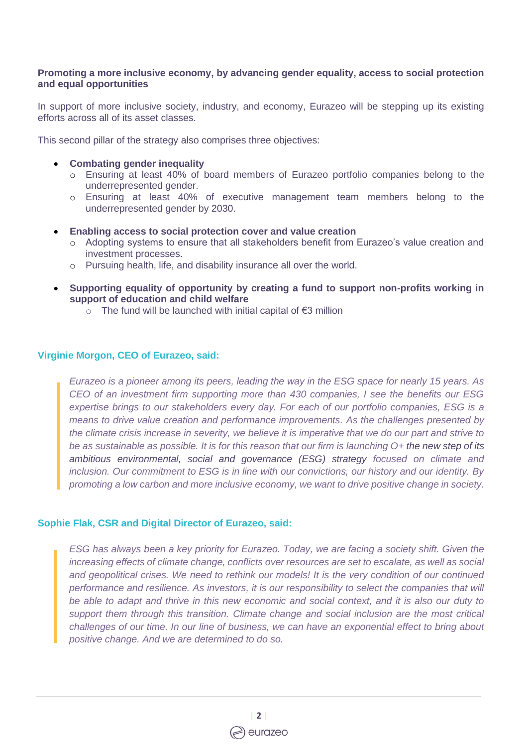**Promoting a more inclusive economy, by advancing gender equality, access to social protection and equal opportunities**

In support of more inclusive society, industry, and economy, Eurazeo will be stepping up its existing efforts across all of its asset classes.

This second pillar of the strategy also comprises three objectives:

- **Combating gender inequality**
  - Ensuring at least 40% of board members of Eurazeo portfolio companies belong to the underrepresented gender.
  - Ensuring at least 40% of executive management team members belong to the underrepresented gender by 2030.

- **Enabling access to social protection cover and value creation**
  - Adopting systems to ensure that all stakeholders benefit from Eurazeo's value creation and investment processes.
  - Pursuing health, life, and disability insurance all over the world.

- **Supporting equality of opportunity by creating a fund to support non-profits working in support of education and child welfare**
  - The fund will be launched with initial capital of €3 million

**Virginie Morgon, CEO of Eurazeo, said:**

> *Eurazeo is a pioneer among its peers, leading the way in the ESG space for nearly 15 years. As CEO of an investment firm supporting more than 430 companies, I see the benefits our ESG expertise brings to our stakeholders every day. For each of our portfolio companies, ESG is a means to drive value creation and performance improvements. As the challenges presented by the climate crisis increase in severity, we believe it is imperative that we do our part and strive to be as sustainable as possible. It is for this reason that our firm is launching O+ the new step of its ambitious environmental, social and governance (ESG) strategy focused on climate and inclusion. Our commitment to ESG is in line with our convictions, our history and our identity. By promoting a low carbon and more inclusive economy, we want to drive positive change in society.*

**Sophie Flak, CSR and Digital Director of Eurazeo, said:**

> *ESG has always been a key priority for Eurazeo. Today, we are facing a society shift. Given the increasing effects of climate change, conflicts over resources are set to escalate, as well as social and geopolitical crises. We need to rethink our models! It is the very condition of our continued performance and resilience. As investors, it is our responsibility to select the companies that will be able to adapt and thrive in this new economic and social context, and it is also our duty to support them through this transition. Climate change and social inclusion are the most critical challenges of our time. In our line of business, we can have an exponential effect to bring about positive change. And we are determined to do so.*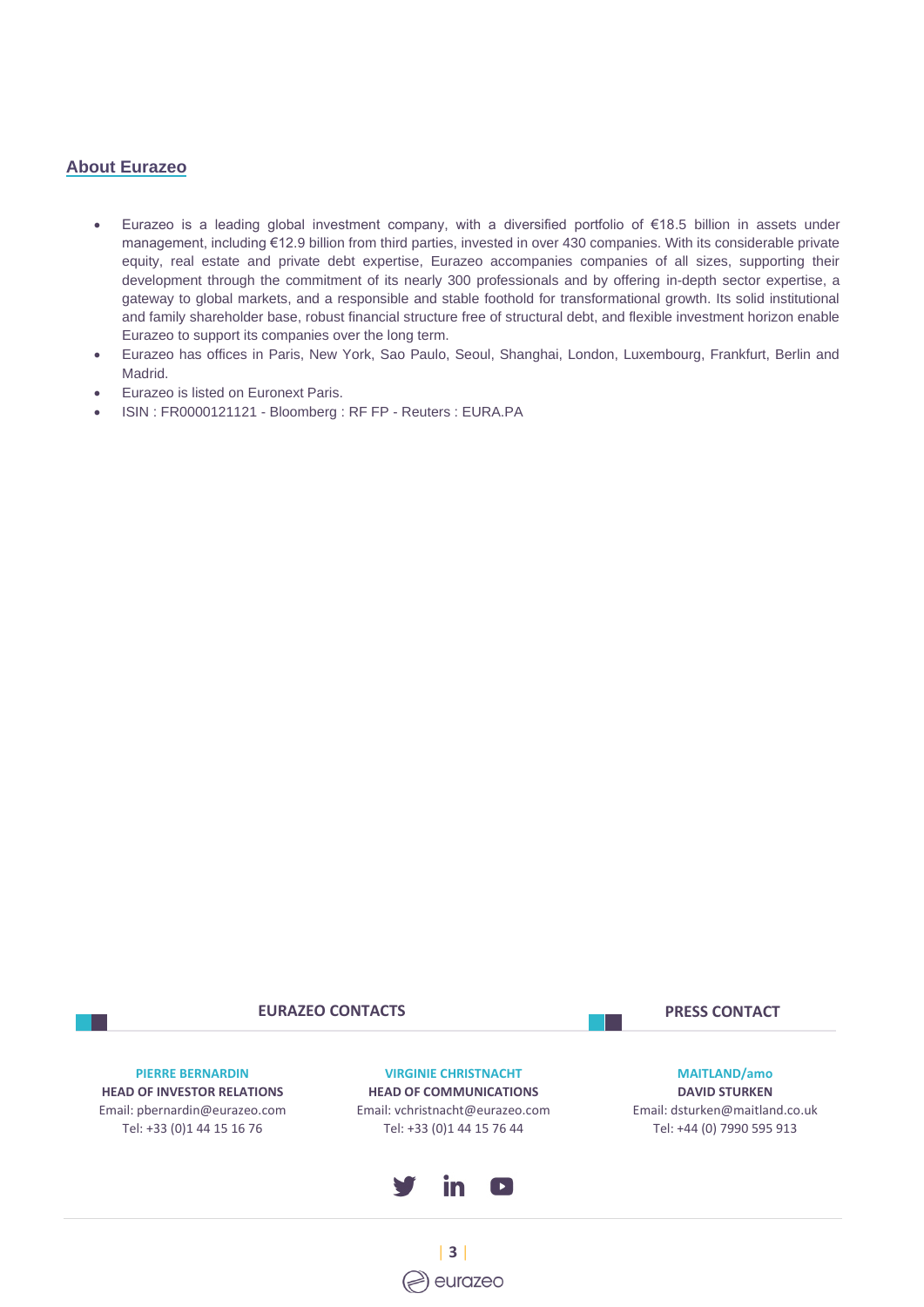## About Eurazeo

- Eurazeo is a leading global investment company, with a diversified portfolio of €18.5 billion in assets under management, including €12.9 billion from third parties, invested in over 430 companies. With its considerable private equity, real estate and private debt expertise, Eurazeo accompanies companies of all sizes, supporting their development through the commitment of its nearly 300 professionals and by offering in-depth sector expertise, a gateway to global markets, and a responsible and stable foothold for transformational growth. Its solid institutional and family shareholder base, robust financial structure free of structural debt, and flexible investment horizon enable Eurazeo to support its companies over the long term.
- Eurazeo has offices in Paris, New York, Sao Paulo, Seoul, Shanghai, London, Luxembourg, Frankfurt, Berlin and Madrid.
- Eurazeo is listed on Euronext Paris.
- ISIN : FR0000121121 - Bloomberg : RF FP - Reuters : EURA.PA

**EURAZEO CONTACTS**

**PIERRE BERNARDIN**
**HEAD OF INVESTOR RELATIONS**
Email: pbernardin@eurazeo.com
Tel: +33 (0)1 44 15 16 76

**VIRGINIE CHRISTNACHT**
**HEAD OF COMMUNICATIONS**
Email: vchristnacht@eurazeo.com
Tel: +33 (0)1 44 15 76 44

**PRESS CONTACT**

**MAITLAND/amo**
**DAVID STURKEN**
Email: dsturken@maitland.co.uk
Tel: +44 (0) 7990 595 913